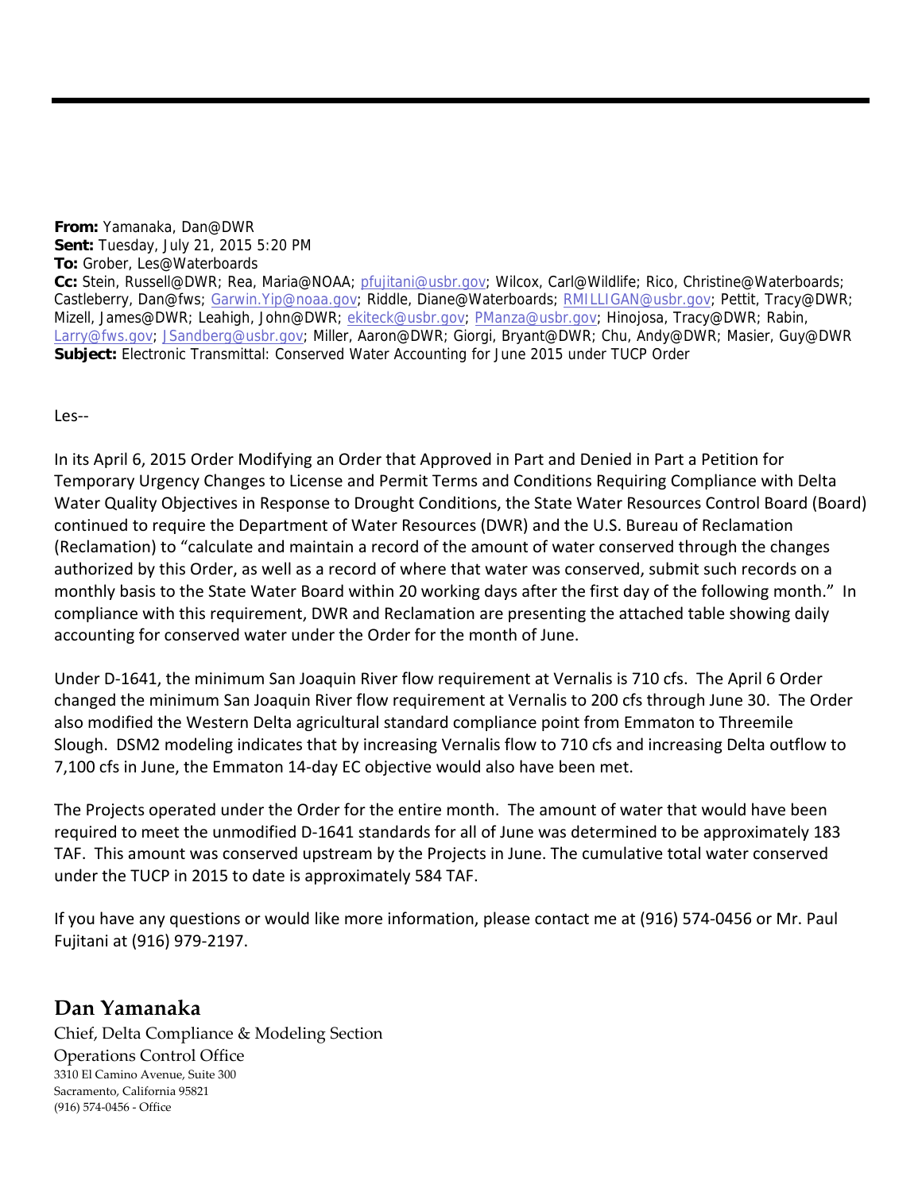**From:** Yamanaka, Dan@DWR
**Sent:** Tuesday, July 21, 2015 5:20 PM
**To:** Grober, Les@Waterboards
**Cc:** Stein, Russell@DWR; Rea, Maria@NOAA; pfujitani@usbr.gov; Wilcox, Carl@Wildlife; Rico, Christine@Waterboards; Castleberry, Dan@fws; Garwin.Yip@noaa.gov; Riddle, Diane@Waterboards; RMILLIGAN@usbr.gov; Pettit, Tracy@DWR; Mizell, James@DWR; Leahigh, John@DWR; ekiteck@usbr.gov; PManza@usbr.gov; Hinojosa, Tracy@DWR; Rabin, Larry@fws.gov; JSandberg@usbr.gov; Miller, Aaron@DWR; Giorgi, Bryant@DWR; Chu, Andy@DWR; Masier, Guy@DWR
**Subject:** Electronic Transmittal: Conserved Water Accounting for June 2015 under TUCP Order

Les--

In its April 6, 2015 Order Modifying an Order that Approved in Part and Denied in Part a Petition for Temporary Urgency Changes to License and Permit Terms and Conditions Requiring Compliance with Delta Water Quality Objectives in Response to Drought Conditions, the State Water Resources Control Board (Board) continued to require the Department of Water Resources (DWR) and the U.S. Bureau of Reclamation (Reclamation) to "calculate and maintain a record of the amount of water conserved through the changes authorized by this Order, as well as a record of where that water was conserved, submit such records on a monthly basis to the State Water Board within 20 working days after the first day of the following month." In compliance with this requirement, DWR and Reclamation are presenting the attached table showing daily accounting for conserved water under the Order for the month of June.

Under D-1641, the minimum San Joaquin River flow requirement at Vernalis is 710 cfs. The April 6 Order changed the minimum San Joaquin River flow requirement at Vernalis to 200 cfs through June 30. The Order also modified the Western Delta agricultural standard compliance point from Emmaton to Threemile Slough. DSM2 modeling indicates that by increasing Vernalis flow to 710 cfs and increasing Delta outflow to 7,100 cfs in June, the Emmaton 14-day EC objective would also have been met.

The Projects operated under the Order for the entire month. The amount of water that would have been required to meet the unmodified D-1641 standards for all of June was determined to be approximately 183 TAF. This amount was conserved upstream by the Projects in June. The cumulative total water conserved under the TUCP in 2015 to date is approximately 584 TAF.

If you have any questions or would like more information, please contact me at (916) 574-0456 or Mr. Paul Fujitani at (916) 979-2197.

**Dan Yamanaka**
Chief, Delta Compliance & Modeling Section
Operations Control Office
3310 El Camino Avenue, Suite 300
Sacramento, California 95821
(916) 574-0456 - Office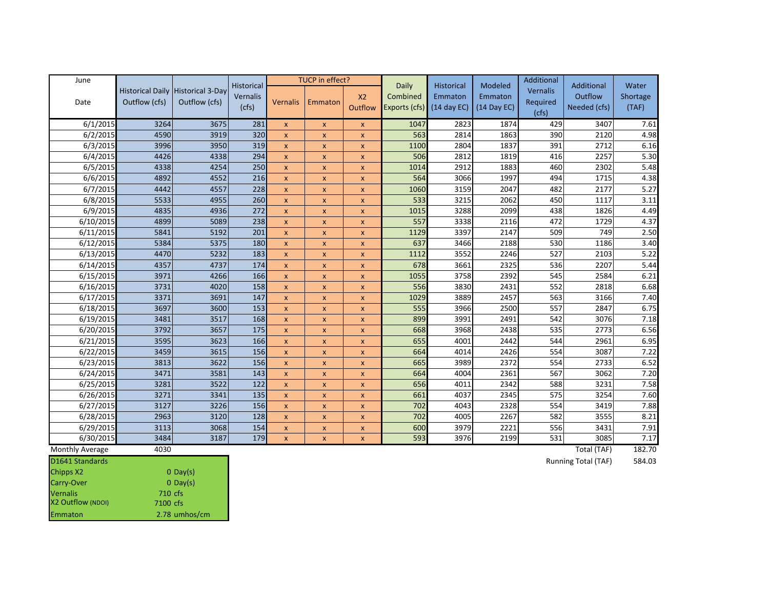| June<br>Date | Historical Daily Outflow (cfs) | Historical 3-Day Outflow (cfs) | Historical Vernalis (cfs) | TUCP in effect? | | | Daily Combined Exports (cfs) | Historical Emmaton (14 day EC) | Modeled Emmaton (14 Day EC) | Additional Vernalis Required (cfs) | Additional Outflow Needed (cfs) | Water Shortage (TAF) |
|---|---|---|---|---|---|---|---|---|---|---|---|---|
| | | | | Vernalis | Emmaton | X2 Outflow | | | | | | |
| 6/1/2015 | 3264 | 3675 | 281 | x | x | x | 1047 | 2823 | 1874 | 429 | 3407 | 7.61 |
| 6/2/2015 | 4590 | 3919 | 320 | x | x | x | 563 | 2814 | 1863 | 390 | 2120 | 4.98 |
| 6/3/2015 | 3996 | 3950 | 319 | x | x | x | 1100 | 2804 | 1837 | 391 | 2712 | 6.16 |
| 6/4/2015 | 4426 | 4338 | 294 | x | x | x | 506 | 2812 | 1819 | 416 | 2257 | 5.30 |
| 6/5/2015 | 4338 | 4254 | 250 | x | x | x | 1014 | 2912 | 1883 | 460 | 2302 | 5.48 |
| 6/6/2015 | 4892 | 4552 | 216 | x | x | x | 564 | 3066 | 1997 | 494 | 1715 | 4.38 |
| 6/7/2015 | 4442 | 4557 | 228 | x | x | x | 1060 | 3159 | 2047 | 482 | 2177 | 5.27 |
| 6/8/2015 | 5533 | 4955 | 260 | x | x | x | 533 | 3215 | 2062 | 450 | 1117 | 3.11 |
| 6/9/2015 | 4835 | 4936 | 272 | x | x | x | 1015 | 3288 | 2099 | 438 | 1826 | 4.49 |
| 6/10/2015 | 4899 | 5089 | 238 | x | x | x | 557 | 3338 | 2116 | 472 | 1729 | 4.37 |
| 6/11/2015 | 5841 | 5192 | 201 | x | x | x | 1129 | 3397 | 2147 | 509 | 749 | 2.50 |
| 6/12/2015 | 5384 | 5375 | 180 | x | x | x | 637 | 3466 | 2188 | 530 | 1186 | 3.40 |
| 6/13/2015 | 4470 | 5232 | 183 | x | x | x | 1112 | 3552 | 2246 | 527 | 2103 | 5.22 |
| 6/14/2015 | 4357 | 4737 | 174 | x | x | x | 678 | 3661 | 2325 | 536 | 2207 | 5.44 |
| 6/15/2015 | 3971 | 4266 | 166 | x | x | x | 1055 | 3758 | 2392 | 545 | 2584 | 6.21 |
| 6/16/2015 | 3731 | 4020 | 158 | x | x | x | 556 | 3830 | 2431 | 552 | 2818 | 6.68 |
| 6/17/2015 | 3371 | 3691 | 147 | x | x | x | 1029 | 3889 | 2457 | 563 | 3166 | 7.40 |
| 6/18/2015 | 3697 | 3600 | 153 | x | x | x | 555 | 3966 | 2500 | 557 | 2847 | 6.75 |
| 6/19/2015 | 3481 | 3517 | 168 | x | x | x | 899 | 3991 | 2491 | 542 | 3076 | 7.18 |
| 6/20/2015 | 3792 | 3657 | 175 | x | x | x | 668 | 3968 | 2438 | 535 | 2773 | 6.56 |
| 6/21/2015 | 3595 | 3623 | 166 | x | x | x | 655 | 4001 | 2442 | 544 | 2961 | 6.95 |
| 6/22/2015 | 3459 | 3615 | 156 | x | x | x | 664 | 4014 | 2426 | 554 | 3087 | 7.22 |
| 6/23/2015 | 3813 | 3622 | 156 | x | x | x | 665 | 3989 | 2372 | 554 | 2733 | 6.52 |
| 6/24/2015 | 3471 | 3581 | 143 | x | x | x | 664 | 4004 | 2361 | 567 | 3062 | 7.20 |
| 6/25/2015 | 3281 | 3522 | 122 | x | x | x | 656 | 4011 | 2342 | 588 | 3231 | 7.58 |
| 6/26/2015 | 3271 | 3341 | 135 | x | x | x | 661 | 4037 | 2345 | 575 | 3254 | 7.60 |
| 6/27/2015 | 3127 | 3226 | 156 | x | x | x | 702 | 4043 | 2328 | 554 | 3419 | 7.88 |
| 6/28/2015 | 2963 | 3120 | 128 | x | x | x | 702 | 4005 | 2267 | 582 | 3555 | 8.21 |
| 6/29/2015 | 3113 | 3068 | 154 | x | x | x | 600 | 3979 | 2221 | 556 | 3431 | 7.91 |
| 6/30/2015 | 3484 | 3187 | 179 | x | x | x | 593 | 3976 | 2199 | 531 | 3085 | 7.17 |
| Monthly Average | 4030 | | | | | | | | | | Total (TAF) | 182.70 |
| | | | | | | | | | | | Running Total (TAF) | 584.03 |

| D1641 Standards | |
|---|---|
| Chipps X2 | 0 Day(s) |
| Carry-Over | 0 Day(s) |
| Vernalis | 710 cfs |
| X2 Outflow (NDOI) | 7100 cfs |
| Emmaton | 2.78 umhos/cm |